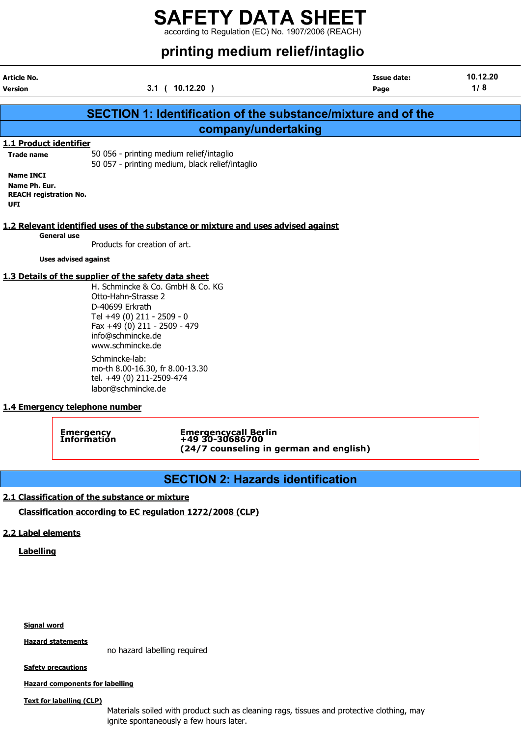# SAFETY DATA SHEET

according to Regulation (EC) No. 1907/2006 (REACH)

## printing medium relief/intaglio

| | | | |
|---|---|---|---|
| **Article No.** | | **Issue date:** | 10.12.20 |
| **Version** | 3.1 ( 10.12.20 ) | **Page** | 1/ 8 |

## SECTION 1: Identification of the substance/mixture and of the company/undertaking

### 1.1 Product identifier

**Trade name**
50 056 - printing medium relief/intaglio
50 057 - printing medium, black relief/intaglio

**Name INCI**

**Name Ph. Eur.**

**REACH registration No.**

**UFI**

### 1.2 Relevant identified uses of the substance or mixture and uses advised against

**General use**

Products for creation of art.

**Uses advised against**

### 1.3 Details of the supplier of the safety data sheet

H. Schmincke & Co. GmbH & Co. KG
Otto-Hahn-Strasse 2
D-40699 Erkrath
Tel +49 (0) 211 - 2509 - 0
Fax +49 (0) 211 - 2509 - 479
info@schmincke.de
www.schmincke.de

Schmincke-lab:
mo-th 8.00-16.30, fr 8.00-13.30
tel. +49 (0) 211-2509-474
labor@schmincke.de

### 1.4 Emergency telephone number

| | |
|---|---|
| **Emergency Information** | **Emergencycall Berlin** **+49 30-30686700** **(24/7 counseling in german and english)** |

## SECTION 2: Hazards identification

### 2.1 Classification of the substance or mixture

#### Classification according to EC regulation 1272/2008 (CLP)

### 2.2 Label elements

#### Labelling

**Signal word**

**Hazard statements**

no hazard labelling required

**Safety precautions**

**Hazard components for labelling**

**Text for labelling (CLP)**

Materials soiled with product such as cleaning rags, tissues and protective clothing, may ignite spontaneously a few hours later.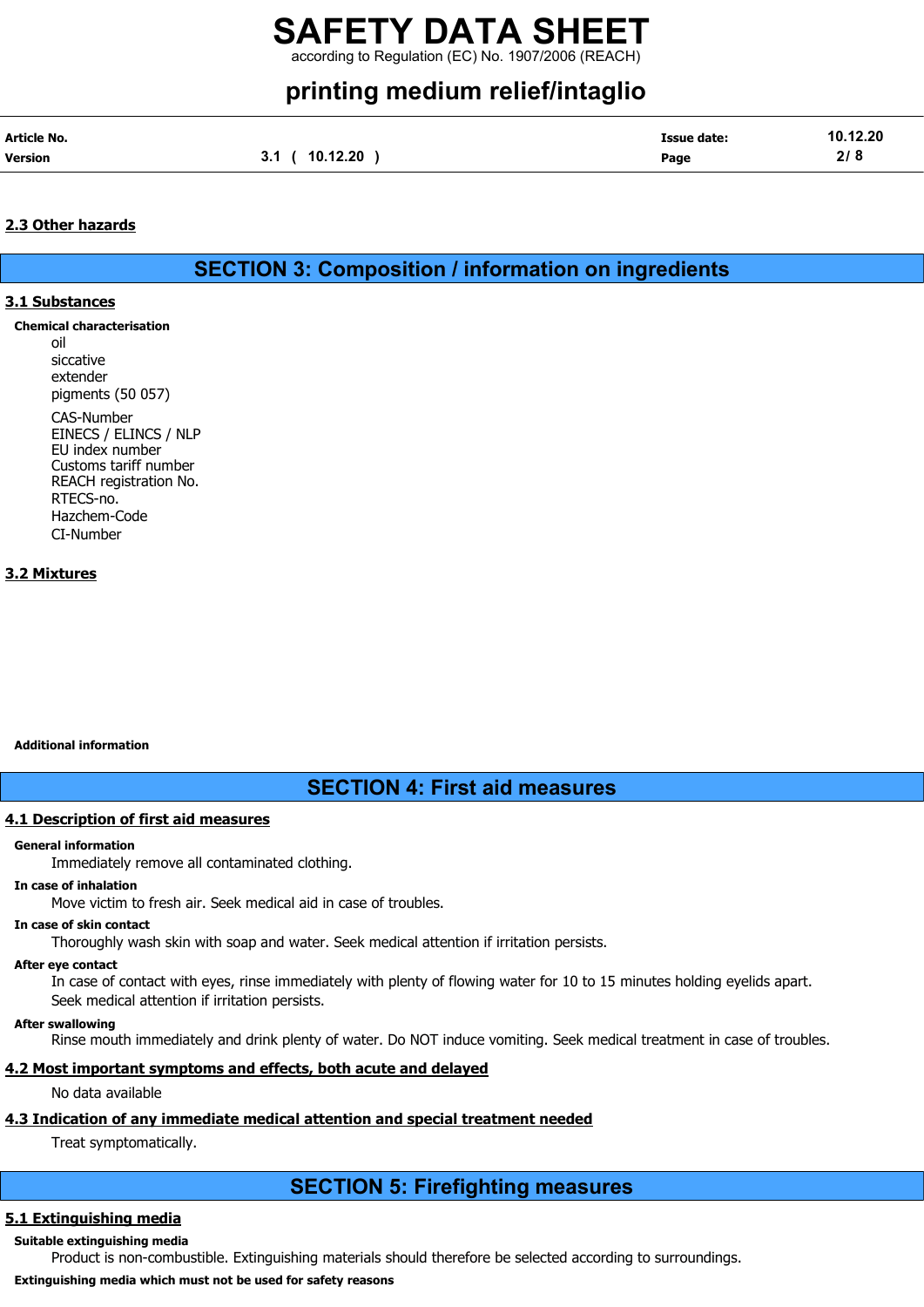## 2.3 Other hazards

# SECTION 3: Composition / information on ingredients

## 3.1 Substances

**Chemical characterisation**

oil
siccative
extender
pigments (50 057)

CAS-Number
EINECS / ELINCS / NLP
EU index number
Customs tariff number
REACH registration No.
RTECS-no.
Hazchem-Code
CI-Number

## 3.2 Mixtures

**Additional information**

# SECTION 4: First aid measures

## 4.1 Description of first aid measures

**General information**

Immediately remove all contaminated clothing.

**In case of inhalation**

Move victim to fresh air. Seek medical aid in case of troubles.

**In case of skin contact**

Thoroughly wash skin with soap and water. Seek medical attention if irritation persists.

**After eye contact**

In case of contact with eyes, rinse immediately with plenty of flowing water for 10 to 15 minutes holding eyelids apart. Seek medical attention if irritation persists.

**After swallowing**

Rinse mouth immediately and drink plenty of water. Do NOT induce vomiting. Seek medical treatment in case of troubles.

## 4.2 Most important symptoms and effects, both acute and delayed

No data available

## 4.3 Indication of any immediate medical attention and special treatment needed

Treat symptomatically.

# SECTION 5: Firefighting measures

## 5.1 Extinguishing media

**Suitable extinguishing media**

Product is non-combustible. Extinguishing materials should therefore be selected according to surroundings.

**Extinguishing media which must not be used for safety reasons**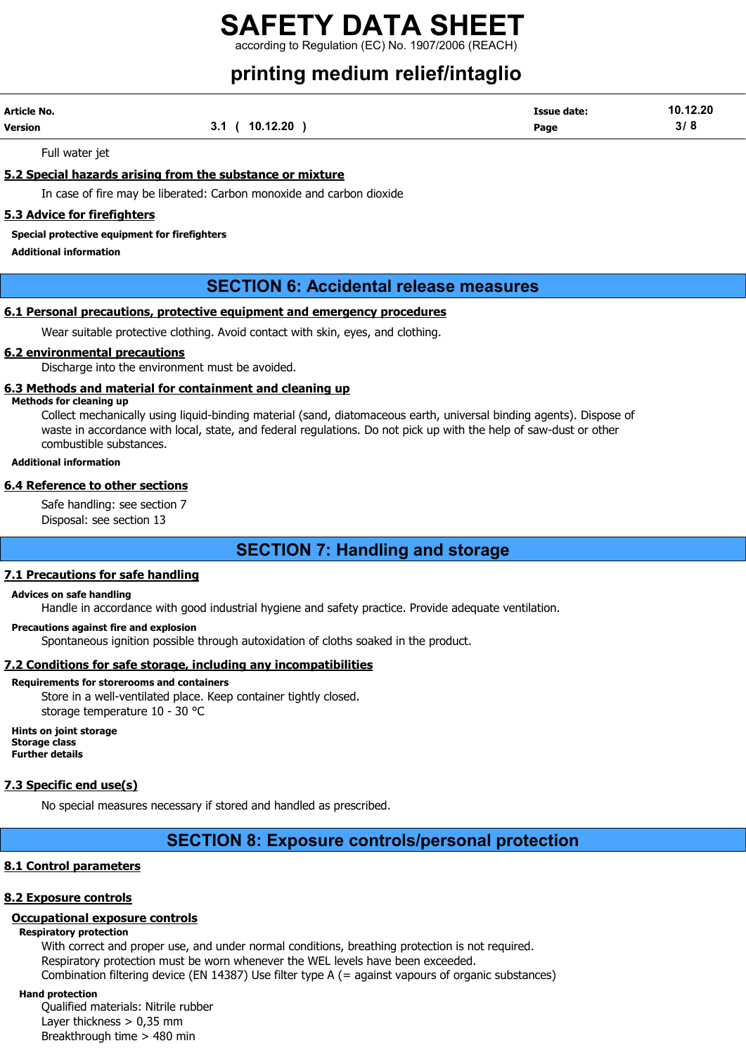Full water jet

### 5.2 Special hazards arising from the substance or mixture

In case of fire may be liberated: Carbon monoxide and carbon dioxide

### 5.3 Advice for firefighters

**Special protective equipment for firefighters**

**Additional information**

## SECTION 6: Accidental release measures

### 6.1 Personal precautions, protective equipment and emergency procedures

Wear suitable protective clothing. Avoid contact with skin, eyes, and clothing.

### 6.2 environmental precautions

Discharge into the environment must be avoided.

### 6.3 Methods and material for containment and cleaning up

**Methods for cleaning up**

Collect mechanically using liquid-binding material (sand, diatomaceous earth, universal binding agents). Dispose of waste in accordance with local, state, and federal regulations. Do not pick up with the help of saw-dust or other combustible substances.

**Additional information**

### 6.4 Reference to other sections

Safe handling: see section 7
Disposal: see section 13

## SECTION 7: Handling and storage

### 7.1 Precautions for safe handling

**Advices on safe handling**

Handle in accordance with good industrial hygiene and safety practice. Provide adequate ventilation.

**Precautions against fire and explosion**

Spontaneous ignition possible through autoxidation of cloths soaked in the product.

### 7.2 Conditions for safe storage, including any incompatibilities

**Requirements for storerooms and containers**

Store in a well-ventilated place. Keep container tightly closed.
storage temperature 10 - 30 °C

**Hints on joint storage**
**Storage class**
**Further details**

### 7.3 Specific end use(s)

No special measures necessary if stored and handled as prescribed.

## SECTION 8: Exposure controls/personal protection

### 8.1 Control parameters

### 8.2 Exposure controls

**Occupational exposure controls**

**Respiratory protection**

With correct and proper use, and under normal conditions, breathing protection is not required.
Respiratory protection must be worn whenever the WEL levels have been exceeded.
Combination filtering device (EN 14387) Use filter type A (= against vapours of organic substances)

**Hand protection**

Qualified materials: Nitrile rubber
Layer thickness > 0,35 mm
Breakthrough time > 480 min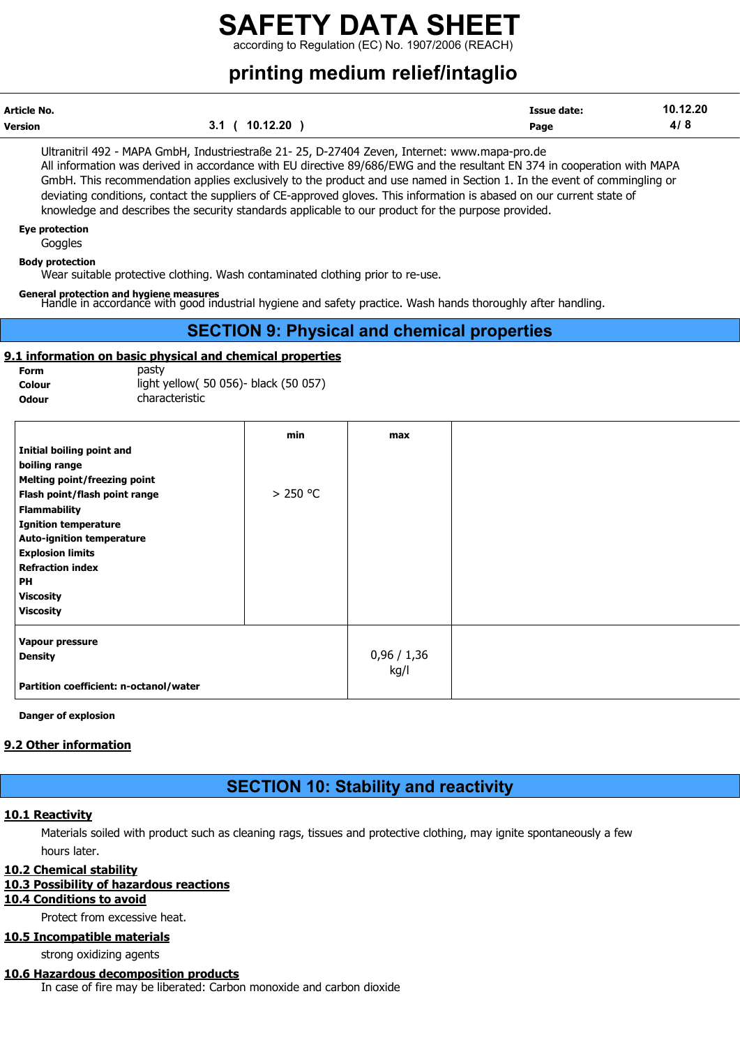Ultranitril 492 - MAPA GmbH, Industriestraße 21- 25, D-27404 Zeven, Internet: www.mapa-pro.de
All information was derived in accordance with EU directive 89/686/EWG and the resultant EN 374 in cooperation with MAPA GmbH. This recommendation applies exclusively to the product and use named in Section 1. In the event of commingling or deviating conditions, contact the suppliers of CE-approved gloves. This information is abased on our current state of knowledge and describes the security standards applicable to our product for the purpose provided.

**Eye protection**

Goggles

**Body protection**

Wear suitable protective clothing. Wash contaminated clothing prior to re-use.

**General protection and hygiene measures**

Handle in accordance with good industrial hygiene and safety practice. Wash hands thoroughly after handling.

## SECTION 9: Physical and chemical properties

### 9.1 information on basic physical and chemical properties

**Form** pasty

**Colour** light yellow( 50 056)- black (50 057)

**Odour** characteristic

| | min | max | |
|---|---|---|---|
| **Initial boiling point and boiling range** | | | |
| **Melting point/freezing point** | | | |
| **Flash point/flash point range** | > 250 °C | | |
| **Flammability** | | | |
| **Ignition temperature** | | | |
| **Auto-ignition temperature** | | | |
| **Explosion limits** | | | |
| **Refraction index** | | | |
| **PH** | | | |
| **Viscosity** | | | |
| **Viscosity** | | | |
| **Vapour pressure** | | | |
| **Density** | | 0,96 / 1,36 kg/l | |
| **Partition coefficient: n-octanol/water** | | | |

**Danger of explosion**

### 9.2 Other information

## SECTION 10: Stability and reactivity

### 10.1 Reactivity

Materials soiled with product such as cleaning rags, tissues and protective clothing, may ignite spontaneously a few hours later.

### 10.2 Chemical stability

### 10.3 Possibility of hazardous reactions

### 10.4 Conditions to avoid

Protect from excessive heat.

### 10.5 Incompatible materials

strong oxidizing agents

### 10.6 Hazardous decomposition products

In case of fire may be liberated: Carbon monoxide and carbon dioxide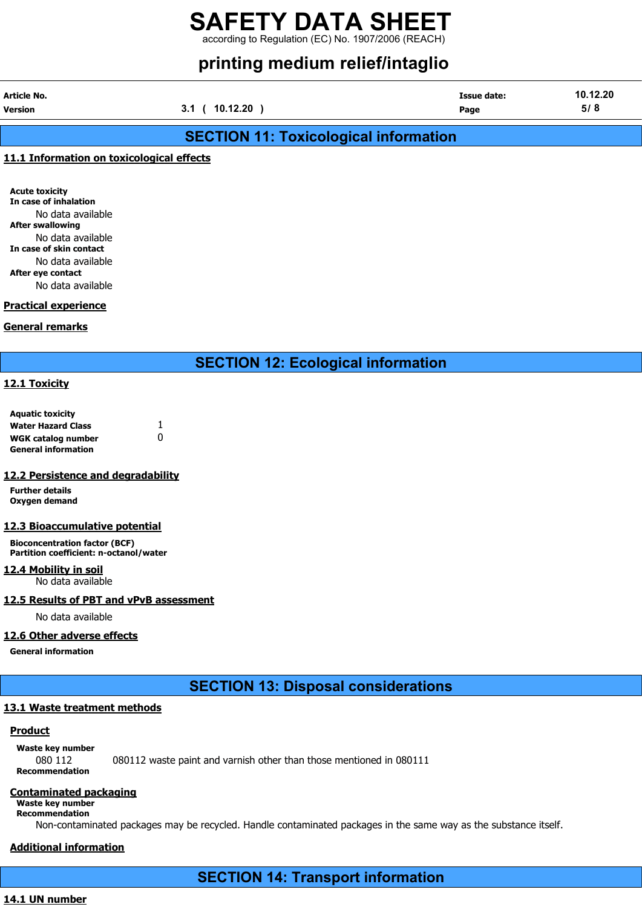## SECTION 11: Toxicological information

### 11.1 Information on toxicological effects

**Acute toxicity**

**In case of inhalation**

No data available

**After swallowing**

No data available

**In case of skin contact**

No data available

**After eye contact**

No data available

### Practical experience

### General remarks

## SECTION 12: Ecological information

### 12.1 Toxicity

**Aquatic toxicity**

**Water Hazard Class** 1

**WGK catalog number** 0

**General information**

### 12.2 Persistence and degradability

**Further details**

**Oxygen demand**

### 12.3 Bioaccumulative potential

**Bioconcentration factor (BCF)**

**Partition coefficient: n-octanol/water**

### 12.4 Mobility in soil

No data available

### 12.5 Results of PBT and vPvB assessment

No data available

### 12.6 Other adverse effects

**General information**

## SECTION 13: Disposal considerations

### 13.1 Waste treatment methods

**Product**

**Waste key number**

080 112 080112 waste paint and varnish other than those mentioned in 080111

**Recommendation**

**Contaminated packaging**

**Waste key number**

**Recommendation**

Non-contaminated packages may be recycled. Handle contaminated packages in the same way as the substance itself.

**Additional information**

## SECTION 14: Transport information

### 14.1 UN number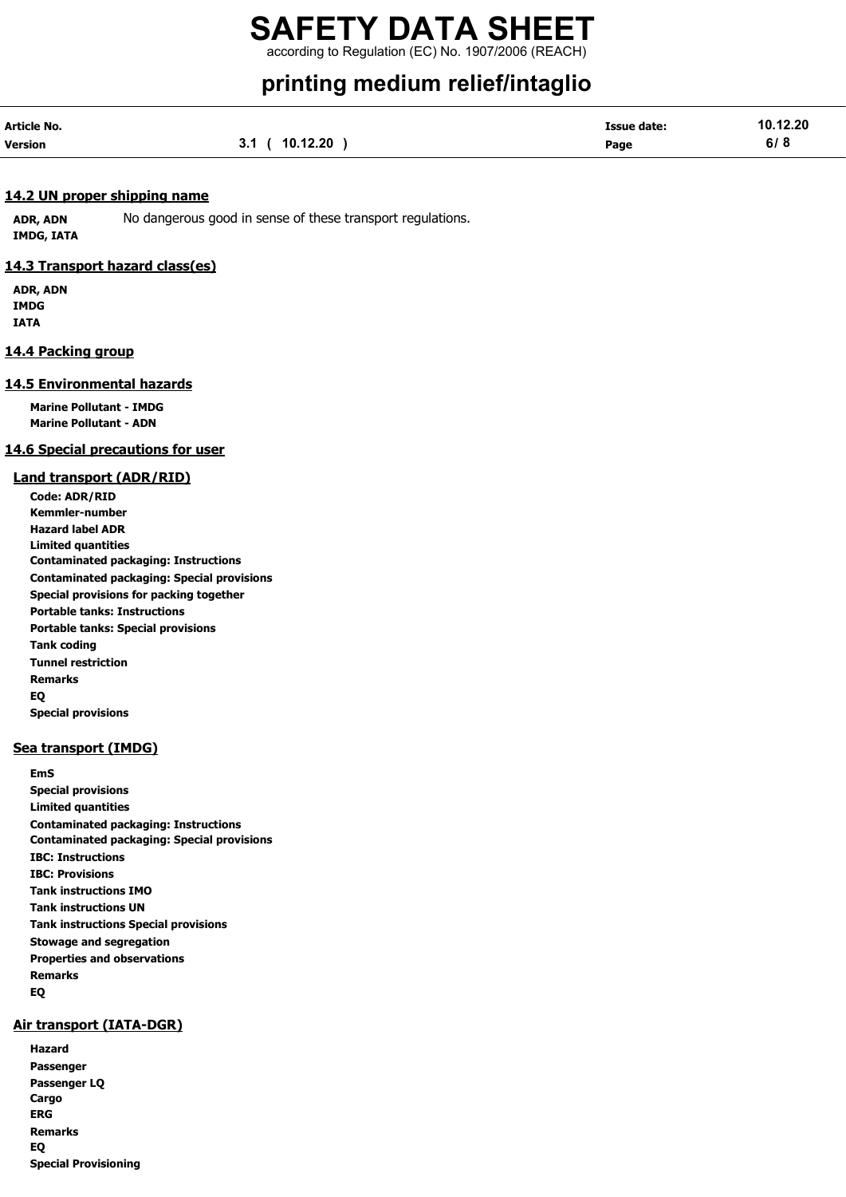### 14.2 UN proper shipping name

**ADR, ADN**
**IMDG, IATA**

No dangerous good in sense of these transport regulations.

### 14.3 Transport hazard class(es)

**ADR, ADN**
**IMDG**
**IATA**

### 14.4 Packing group

### 14.5 Environmental hazards

**Marine Pollutant - IMDG**
**Marine Pollutant - ADN**

### 14.6 Special precautions for user

#### Land transport (ADR/RID)

**Code: ADR/RID**
**Kemmler-number**
**Hazard label ADR**
**Limited quantities**
**Contaminated packaging: Instructions**
**Contaminated packaging: Special provisions**
**Special provisions for packing together**
**Portable tanks: Instructions**
**Portable tanks: Special provisions**
**Tank coding**
**Tunnel restriction**
**Remarks**
**EQ**
**Special provisions**

#### Sea transport (IMDG)

**EmS**
**Special provisions**
**Limited quantities**
**Contaminated packaging: Instructions**
**Contaminated packaging: Special provisions**
**IBC: Instructions**
**IBC: Provisions**
**Tank instructions IMO**
**Tank instructions UN**
**Tank instructions Special provisions**
**Stowage and segregation**
**Properties and observations**
**Remarks**
**EQ**

#### Air transport (IATA-DGR)

**Hazard**
**Passenger**
**Passenger LQ**
**Cargo**
**ERG**
**Remarks**
**EQ**
**Special Provisioning**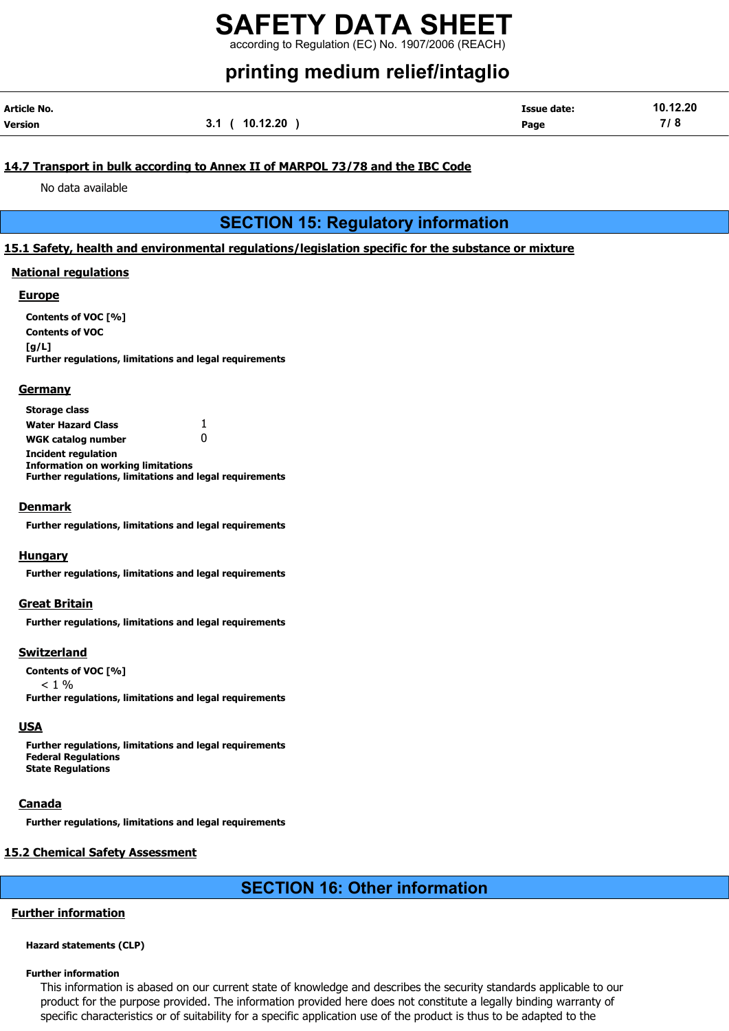#### 14.7 Transport in bulk according to Annex II of MARPOL 73/78 and the IBC Code

No data available

## SECTION 15: Regulatory information

#### 15.1 Safety, health and environmental regulations/legislation specific for the substance or mixture

**National regulations**

**Europe**

**Contents of VOC [%]**

**Contents of VOC [g/L]**

**Further regulations, limitations and legal requirements**

**Germany**

**Storage class**

**Water Hazard Class** 1

**WGK catalog number** 0

**Incident regulation**

**Information on working limitations**

**Further regulations, limitations and legal requirements**

**Denmark**

**Further regulations, limitations and legal requirements**

**Hungary**

**Further regulations, limitations and legal requirements**

**Great Britain**

**Further regulations, limitations and legal requirements**

**Switzerland**

**Contents of VOC [%]**

< 1 %

**Further regulations, limitations and legal requirements**

**USA**

**Further regulations, limitations and legal requirements**

**Federal Regulations**

**State Regulations**

**Canada**

**Further regulations, limitations and legal requirements**

#### 15.2 Chemical Safety Assessment

## SECTION 16: Other information

**Further information**

**Hazard statements (CLP)**

**Further information**

This information is abased on our current state of knowledge and describes the security standards applicable to our product for the purpose provided. The information provided here does not constitute a legally binding warranty of specific characteristics or of suitability for a specific application use of the product is thus to be adapted to the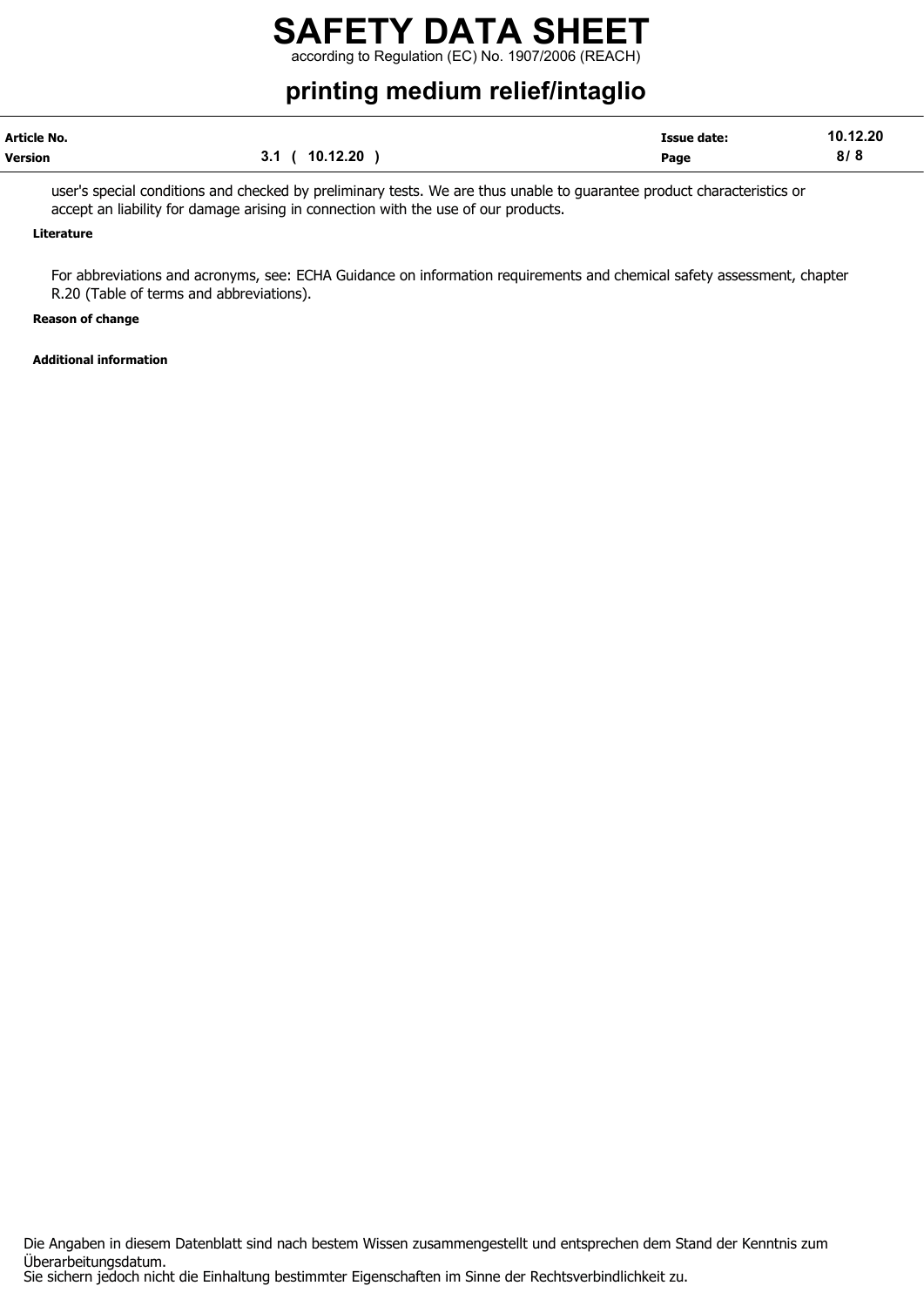user's special conditions and checked by preliminary tests. We are thus unable to guarantee product characteristics or accept an liability for damage arising in connection with the use of our products.

**Literature**

For abbreviations and acronyms, see: ECHA Guidance on information requirements and chemical safety assessment, chapter R.20 (Table of terms and abbreviations).

**Reason of change**

**Additional information**

Die Angaben in diesem Datenblatt sind nach bestem Wissen zusammengestellt und entsprechen dem Stand der Kenntnis zum Überarbeitungsdatum.
Sie sichern jedoch nicht die Einhaltung bestimmter Eigenschaften im Sinne der Rechtsverbindlichkeit zu.